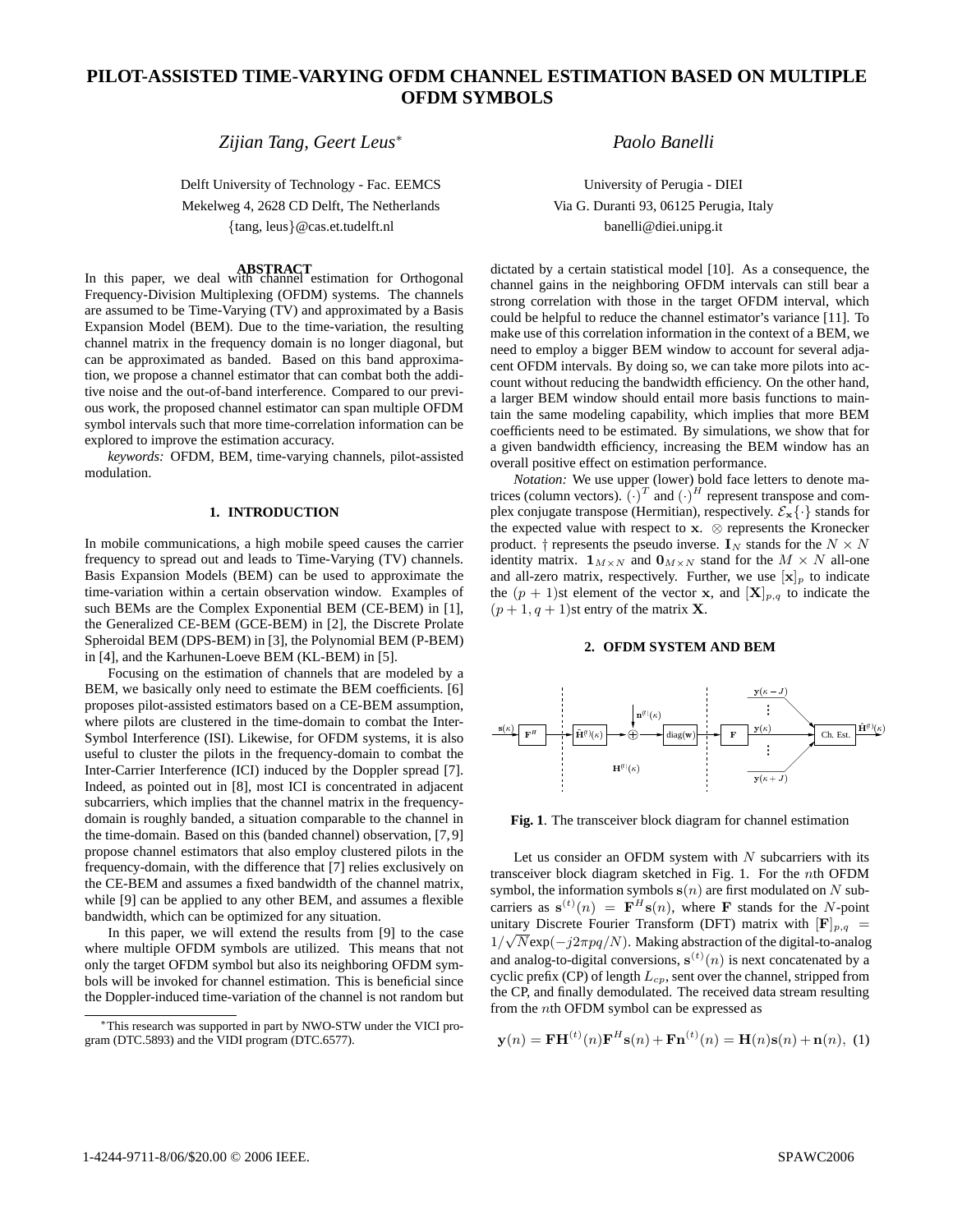# PILOT-ASSISTED TIME-VARYING OFDM CHANNEL ESTIMATION BASED ON MULTIPLE OFDM SYMBOLS

*Zijian Tang, Geert Leus*[*]

Delft University of Technology - Fac. EEMCS
Mekelweg 4, 2628 CD Delft, The Netherlands
{tang, leus}@cas.et.tudelft.nl

*Paolo Banelli*

University of Perugia - DIEI
Via G. Duranti 93, 06125 Perugia, Italy
banelli@diei.unipg.it

## ABSTRACT

In this paper, we deal with channel estimation for Orthogonal Frequency-Division Multiplexing (OFDM) systems. The channels are assumed to be Time-Varying (TV) and approximated by a Basis Expansion Model (BEM). Due to the time-variation, the resulting channel matrix in the frequency domain is no longer diagonal, but can be approximated as banded. Based on this band approximation, we propose a channel estimator that can combat both the additive noise and the out-of-band interference. Compared to our previous work, the proposed channel estimator can span multiple OFDM symbol intervals such that more time-correlation information can be explored to improve the estimation accuracy.

*keywords:* OFDM, BEM, time-varying channels, pilot-assisted modulation.

## 1. INTRODUCTION

In mobile communications, a high mobile speed causes the carrier frequency to spread out and leads to Time-Varying (TV) channels. Basis Expansion Models (BEM) can be used to approximate the time-variation within a certain observation window. Examples of such BEMs are the Complex Exponential BEM (CE-BEM) in [1], the Generalized CE-BEM (GCE-BEM) in [2], the Discrete Prolate Spheroidal BEM (DPS-BEM) in [3], the Polynomial BEM (P-BEM) in [4], and the Karhunen-Loeve BEM (KL-BEM) in [5].

Focusing on the estimation of channels that are modeled by a BEM, we basically only need to estimate the BEM coefficients. [6] proposes pilot-assisted estimators based on a CE-BEM assumption, where pilots are clustered in the time-domain to combat the Inter-Symbol Interference (ISI). Likewise, for OFDM systems, it is also useful to cluster the pilots in the frequency-domain to combat the Inter-Carrier Interference (ICI) induced by the Doppler spread [7]. Indeed, as pointed out in [8], most ICI is concentrated in adjacent subcarriers, which implies that the channel matrix in the frequency-domain is roughly banded, a situation comparable to the channel in the time-domain. Based on this (banded channel) observation, [7, 9] propose channel estimators that also employ clustered pilots in the frequency-domain, with the difference that [7] relies exclusively on the CE-BEM and assumes a fixed bandwidth of the channel matrix, while [9] can be applied to any other BEM, and assumes a flexible bandwidth, which can be optimized for any situation.

In this paper, we will extend the results from [9] to the case where multiple OFDM symbols are utilized. This means that not only the target OFDM symbol but also its neighboring OFDM symbols will be invoked for channel estimation. This is beneficial since the Doppler-induced time-variation of the channel is not random but dictated by a certain statistical model [10]. As a consequence, the channel gains in the neighboring OFDM intervals can still bear a strong correlation with those in the target OFDM interval, which could be helpful to reduce the channel estimator's variance [11]. To make use of this correlation information in the context of a BEM, we need to employ a bigger BEM window to account for several adjacent OFDM intervals. By doing so, we can take more pilots into account without reducing the bandwidth efficiency. On the other hand, a larger BEM window should entail more basis functions to maintain the same modeling capability, which implies that more BEM coefficients need to be estimated. By simulations, we show that for a given bandwidth efficiency, increasing the BEM window has an overall positive effect on estimation performance.

*Notation:* We use upper (lower) bold face letters to denote matrices (column vectors). $(\cdot)^T$ and $(\cdot)^H$ represent transpose and complex conjugate transpose (Hermitian), respectively. $\mathcal{E}_{\mathbf{x}}\{\cdot\}$ stands for the expected value with respect to $\mathbf{x}$. $\otimes$ represents the Kronecker product. $\dagger$ represents the pseudo inverse. $\mathbf{I}_N$ stands for the $N \times N$ identity matrix. $\mathbf{1}_{M\times N}$ and $\mathbf{0}_{M\times N}$ stand for the $M \times N$ all-one and all-zero matrix, respectively. Further, we use $[\mathbf{x}]_p$ to indicate the $(p+1)$st element of the vector $\mathbf{x}$, and $[\mathbf{X}]_{p,q}$ to indicate the $(p+1, q+1)$st entry of the matrix $\mathbf{X}$.

## 2. OFDM SYSTEM AND BEM

**Fig. 1**. The transceiver block diagram for channel estimation

Let us consider an OFDM system with $N$ subcarriers with its transceiver block diagram sketched in Fig. 1. For the $n$th OFDM symbol, the information symbols $\mathbf{s}(n)$ are first modulated on $N$ subcarriers as $\mathbf{s}^{(t)}(n) = \mathbf{F}^H\mathbf{s}(n)$, where $\mathbf{F}$ stands for the $N$-point unitary Discrete Fourier Transform (DFT) matrix with $[\mathbf{F}]_{p,q} = 1/\sqrt{N}\exp(-j2\pi pq/N)$. Making abstraction of the digital-to-analog and analog-to-digital conversions, $\mathbf{s}^{(t)}(n)$ is next concatenated by a cyclic prefix (CP) of length $L_{cp}$, sent over the channel, stripped from the CP, and finally demodulated. The received data stream resulting from the $n$th OFDM symbol can be expressed as

$$\mathbf{y}(n) = \mathbf{F}\mathbf{H}^{(t)}(n)\mathbf{F}^H\mathbf{s}(n) + \mathbf{F}\mathbf{n}^{(t)}(n) = \mathbf{H}(n)\mathbf{s}(n) + \mathbf{n}(n), \quad (1)$$

[*] This research was supported in part by NWO-STW under the VICI program (DTC.5893) and the VIDI program (DTC.6577).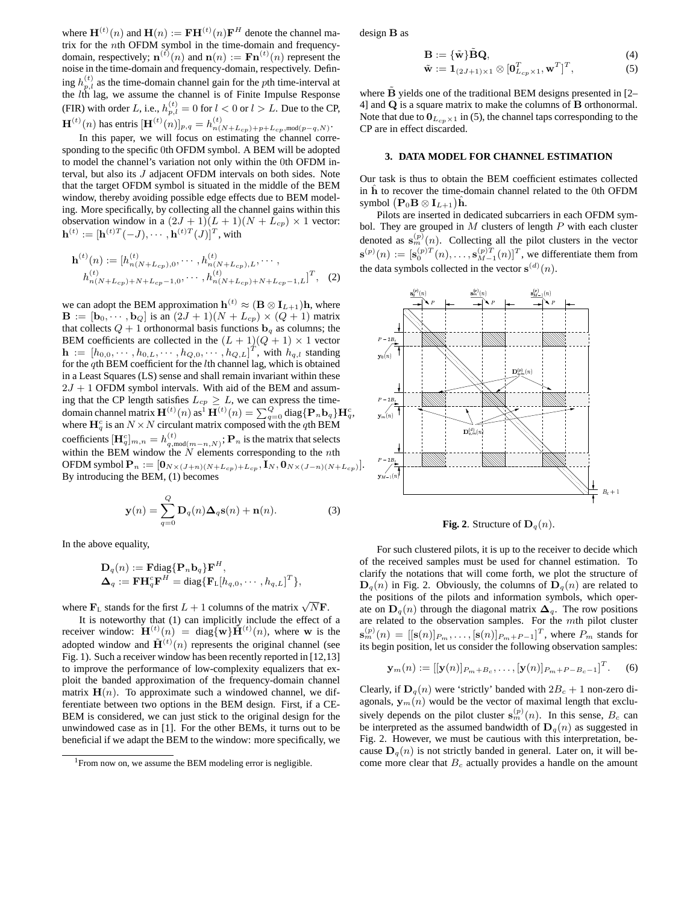where $\mathbf{H}^{(t)}(n)$ and $\mathbf{H}(n) := \mathbf{F}\mathbf{H}^{(t)}(n)\mathbf{F}^H$ denote the channel matrix for the $n$th OFDM symbol in the time-domain and frequency-domain, respectively; $\mathbf{n}^{(t)}(n)$ and $\mathbf{n}(n) := \mathbf{F}\mathbf{n}^{(t)}(n)$ represent the noise in the time-domain and frequency-domain, respectively. Defining $h_{p,l}^{(t)}$ as the time-domain channel gain for the $p$th time-interval at the $l$th lag, we assume the channel is of Finite Impulse Response (FIR) with order $L$, i.e., $h_{p,l}^{(t)} = 0$ for $l < 0$ or $l > L$. Due to the CP, $\mathbf{H}^{(t)}(n)$ has entris $[\mathbf{H}^{(t)}(n)]_{p,q} = h^{(t)}_{n(N+L_{cp})+p+L_{cp},\text{mod}(p-q,N)}$.

In this paper, we will focus on estimating the channel corresponding to the specific 0th OFDM symbol. A BEM will be adopted to model the channel's variation not only within the 0th OFDM interval, but also its $J$ adjacent OFDM intervals on both sides. Note that the target OFDM symbol is situated in the middle of the BEM window, thereby avoiding possible edge effects due to BEM modeling. More specifically, by collecting all the channel gains within this observation window in a $(2J+1)(L+1)(N+L_{cp}) \times 1$ vector: $\mathbf{h}^{(t)} := [\mathbf{h}^{(t)T}(-J), \cdots, \mathbf{h}^{(t)T}(J)]^T$, with

$$\mathbf{h}^{(t)}(n) := [h^{(t)}_{n(N+L_{cp}),0}, \cdots, h^{(t)}_{n(N+L_{cp}),L}, \cdots, \\ h^{(t)}_{n(N+L_{cp})+N+L_{cp}-1,0}, \cdots, h^{(t)}_{n(N+L_{cp})+N+L_{cp}-1,L}]^T, \quad (2)$$

we can adopt the BEM approximation $\mathbf{h}^{(t)} \approx (\mathbf{B} \otimes \mathbf{I}_{L+1})\mathbf{h}$, where $\mathbf{B} := [\mathbf{b}_0, \cdots, \mathbf{b}_Q]$ is an $(2J+1)(N+L_{cp}) \times (Q+1)$ matrix that collects $Q+1$ orthonormal basis functions $\mathbf{b}_q$ as columns; the BEM coefficients are collected in the $(L+1)(Q+1) \times 1$ vector $\mathbf{h} := [h_{0,0}, \cdots, h_{0,L}, \cdots, h_{Q,0}, \cdots, h_{Q,L}]^T$, with $h_{q,l}$ standing for the $q$th BEM coefficient for the $l$th channel lag, which is obtained in a Least Squares (LS) sense and shall remain invariant within these $2J+1$ OFDM symbol intervals. With aid of the BEM and assuming that the CP length satisfies $L_{cp} \geq L$, we can express the time-domain channel matrix $\mathbf{H}^{(t)}(n)$ as[1] $\mathbf{H}^{(t)}(n) = \sum_{q=0}^{Q} \text{diag}\{\mathbf{P}_n\mathbf{b}_q\}\mathbf{H}_q^c$, where $\mathbf{H}_q^c$ is an $N \times N$ circulant matrix composed with the $q$th BEM coefficients $[\mathbf{H}_q^c]_{m,n} = h^{(t)}_{q,\text{mod}(m-n,N)}$; $\mathbf{P}_n$ is the matrix that selects within the BEM window the $N$ elements corresponding to the $n$th OFDM symbol $\mathbf{P}_n := [\mathbf{0}_{N \times (J+n)(N+L_{cp})+L_{cp}}, \mathbf{I}_N, \mathbf{0}_{N \times (J-n)(N+L_{cp})}]$. By introducing the BEM, (1) becomes

$$\mathbf{y}(n) = \sum_{q=0}^{Q} \mathbf{D}_q(n)\mathbf{\Delta}_q\mathbf{s}(n) + \mathbf{n}(n). \quad (3)$$

In the above equality,

$$\mathbf{D}_q(n) := \mathbf{F}\text{diag}\{\mathbf{P}_n\mathbf{b}_q\}\mathbf{F}^H, \\ \mathbf{\Delta}_q := \mathbf{F}\mathbf{H}_q^c\mathbf{F}^H = \text{diag}\{\mathbf{F}_\text{L}[h_{q,0}, \cdots, h_{q,L}]^T\},$$

where $\mathbf{F}_\text{L}$ stands for the first $L+1$ columns of the matrix $\sqrt{N}\mathbf{F}$.

It is noteworthy that (1) can implicitly include the effect of a receiver window: $\mathbf{H}^{(t)}(n) = \text{diag}\{\mathbf{w}\}\tilde{\mathbf{H}}^{(t)}(n)$, where $\mathbf{w}$ is the adopted window and $\tilde{\mathbf{H}}^{(t)}(n)$ represents the original channel (see Fig. 1). Such a receiver window has been recently reported in [12,13] to improve the performance of low-complexity equalizers that exploit the banded approximation of the frequency-domain channel matrix $\mathbf{H}(n)$. To approximate such a windowed channel, we differentiate between two options in the BEM design. First, if a CE-BEM is considered, we can just stick to the original design for the unwindowed case as in [1]. For the other BEMs, it turns out to be beneficial if we adapt the BEM to the window: more specifically, we design $\mathbf{B}$ as

$$\mathbf{B} := \{\tilde{\mathbf{w}}\}\tilde{\mathbf{B}}\mathbf{Q}, \quad (4)$$

$$\tilde{\mathbf{w}} := \mathbf{1}_{(2J+1)\times 1} \otimes [\mathbf{0}^T_{L_{cp}\times 1}, \mathbf{w}^T]^T, \quad (5)$$

where $\tilde{\mathbf{B}}$ yields one of the traditional BEM designs presented in [2–4] and $\mathbf{Q}$ is a square matrix to make the columns of $\mathbf{B}$ orthonormal. Note that due to $\mathbf{0}_{L_{cp}\times 1}$ in (5), the channel taps corresponding to the CP are in effect discarded.

[1] From now on, we assume the BEM modeling error is negligible.

## 3. DATA MODEL FOR CHANNEL ESTIMATION

Our task is thus to obtain the BEM coefficient estimates collected in $\hat{\mathbf{h}}$ to recover the time-domain channel related to the 0th OFDM symbol $(\mathbf{P}_0\mathbf{B} \otimes \mathbf{I}_{L+1})\hat{\mathbf{h}}$.

Pilots are inserted in dedicated subcarriers in each OFDM symbol. They are grouped in $M$ clusters of length $P$ with each cluster denoted as $\mathbf{s}_m^{(p)}(n)$. Collecting all the pilot clusters in the vector $\mathbf{s}^{(p)}(n) := [\mathbf{s}_0^{(p)T}(n), \ldots, \mathbf{s}_{M-1}^{(p)T}(n)]^T$, we differentiate them from the data symbols collected in the vector $\mathbf{s}^{(d)}(n)$.

**Fig. 2**. Structure of $\mathbf{D}_q(n)$.

For such clustered pilots, it is up to the receiver to decide which of the received samples must be used for channel estimation. To clarify the notations that will come forth, we plot the structure of $\mathbf{D}_q(n)$ in Fig. 2. Obviously, the columns of $\mathbf{D}_q(n)$ are related to the positions of the pilots and information symbols, which operate on $\mathbf{D}_q(n)$ through the diagonal matrix $\mathbf{\Delta}_q$. The row positions are related to the observation samples. For the $m$th pilot cluster $\mathbf{s}_m^{(p)}(n) = [[\mathbf{s}(n)]_{P_m}, \ldots, [\mathbf{s}(n)]_{P_m+P-1}]^T$, where $P_m$ stands for its begin position, let us consider the following observation samples:

$$\mathbf{y}_m(n) := [[\mathbf{y}(n)]_{P_m+B_c}, \ldots, [\mathbf{y}(n)]_{P_m+P-B_c-1}]^T. \quad (6)$$

Clearly, if $\mathbf{D}_q(n)$ were 'strictly' banded with $2B_c+1$ non-zero diagonals, $\mathbf{y}_m(n)$ would be the vector of maximal length that exclusively depends on the pilot cluster $\mathbf{s}_m^{(p)}(n)$. In this sense, $B_c$ can be interpreted as the assumed bandwidth of $\mathbf{D}_q(n)$ as suggested in Fig. 2. However, we must be cautious with this interpretation, because $\mathbf{D}_q(n)$ is not strictly banded in general. Later on, it will become more clear that $B_c$ actually provides a handle on the amount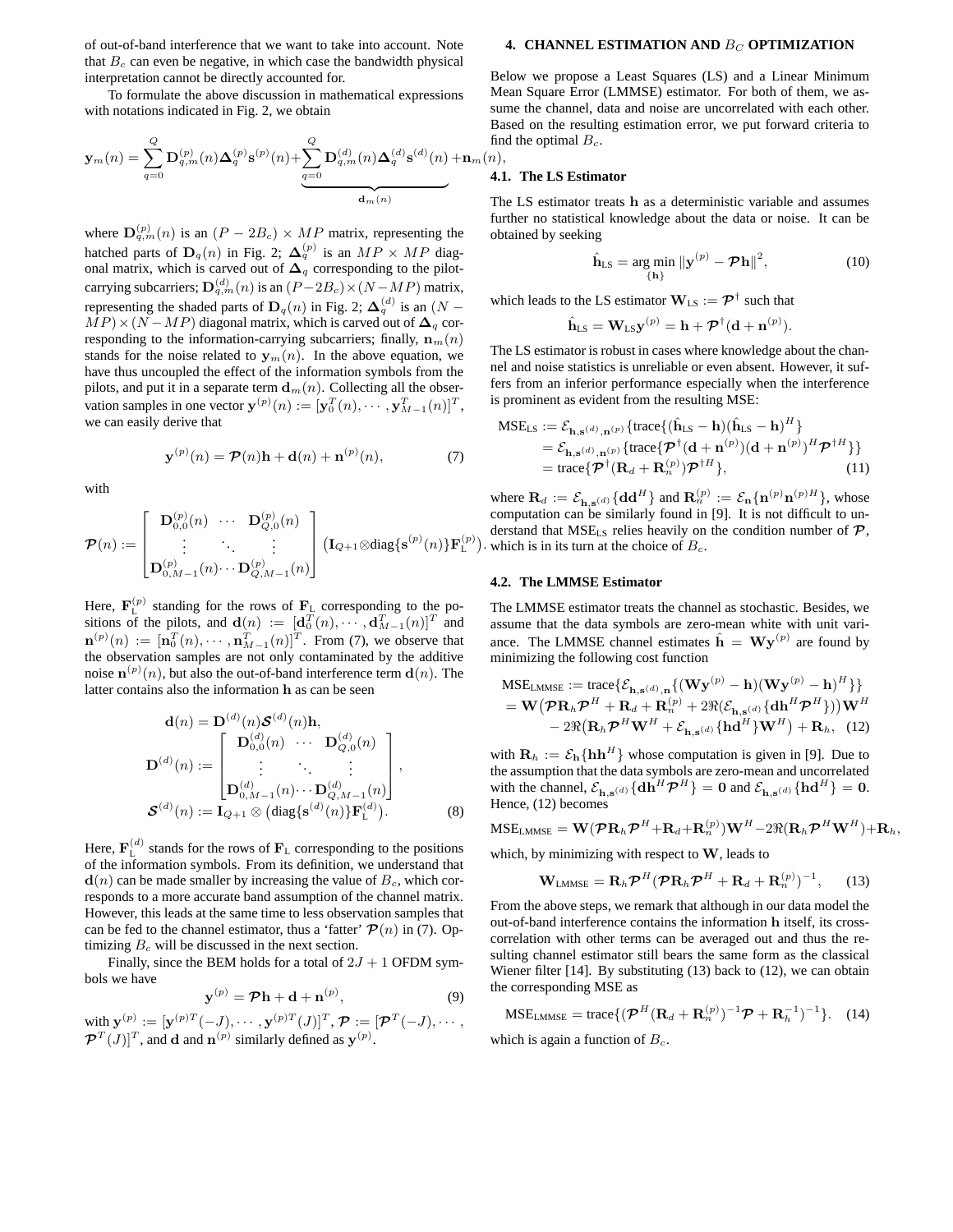of out-of-band interference that we want to take into account. Note that $B_c$ can even be negative, in which case the bandwidth physical interpretation cannot be directly accounted for.

To formulate the above discussion in mathematical expressions with notations indicated in Fig. 2, we obtain

$$\mathbf{y}_m(n) = \sum_{q=0}^{Q} \mathbf{D}_{q,m}^{(p)}(n)\mathbf{\Delta}_q^{(p)}\mathbf{s}^{(p)}(n) + \underbrace{\sum_{q=0}^{Q} \mathbf{D}_{q,m}^{(d)}(n)\mathbf{\Delta}_q^{(d)}\mathbf{s}^{(d)}(n)}_{\mathbf{d}_m(n)} + \mathbf{n}_m(n),$$

where $\mathbf{D}_{q,m}^{(p)}(n)$ is an $(P-2B_c) \times MP$ matrix, representing the hatched parts of $\mathbf{D}_q(n)$ in Fig. 2; $\mathbf{\Delta}_q^{(p)}$ is an $MP \times MP$ diagonal matrix, which is carved out of $\mathbf{\Delta}_q$ corresponding to the pilot-carrying subcarriers; $\mathbf{D}_{q,m}^{(d)}(n)$ is an $(P-2B_c)\times(N-MP)$ matrix, representing the shaded parts of $\mathbf{D}_q(n)$ in Fig. 2; $\mathbf{\Delta}_q^{(d)}$ is an $(N-MP)\times(N-MP)$ diagonal matrix, which is carved out of $\mathbf{\Delta}_q$ corresponding to the information-carrying subcarriers; finally, $\mathbf{n}_m(n)$ stands for the noise related to $\mathbf{y}_m(n)$. In the above equation, we have thus uncoupled the effect of the information symbols from the pilots, and put it in a separate term $\mathbf{d}_m(n)$. Collecting all the observation samples in one vector $\mathbf{y}^{(p)}(n) := [\mathbf{y}_0^T(n), \cdots, \mathbf{y}_{M-1}^T(n)]^T$, we can easily derive that

$$\mathbf{y}^{(p)}(n) = \boldsymbol{\mathcal{P}}(n)\mathbf{h} + \mathbf{d}(n) + \mathbf{n}^{(p)}(n), \tag{7}$$

with

$$\boldsymbol{\mathcal{P}}(n) := \begin{bmatrix} \mathbf{D}_{0,0}^{(p)}(n) & \cdots & \mathbf{D}_{Q,0}^{(p)}(n) \\ \vdots & \ddots & \vdots \\ \mathbf{D}_{0,M-1}^{(p)}(n) & \cdots & \mathbf{D}_{Q,M-1}^{(p)}(n) \end{bmatrix} \left(\mathbf{I}_{Q+1} \otimes \text{diag}\{\mathbf{s}^{(p)}(n)\}\mathbf{F}_{\text{L}}^{(p)}\right).$$

Here, $\mathbf{F}_{\text{L}}^{(p)}$ standing for the rows of $\mathbf{F}_{\text{L}}$ corresponding to the positions of the pilots, and $\mathbf{d}(n) := [\mathbf{d}_0^T(n), \cdots, \mathbf{d}_{M-1}^T(n)]^T$ and $\mathbf{n}^{(p)}(n) := [\mathbf{n}_0^T(n), \cdots, \mathbf{n}_{M-1}^T(n)]^T$. From (7), we observe that the observation samples are not only contaminated by the additive noise $\mathbf{n}^{(p)}(n)$, but also the out-of-band interference term $\mathbf{d}(n)$. The latter contains also the information $\mathbf{h}$ as can be seen

$$\begin{aligned}
\mathbf{d}(n) &= \mathbf{D}^{(d)}(n)\boldsymbol{\mathcal{S}}^{(d)}(n)\mathbf{h}, \\
\mathbf{D}^{(d)}(n) &:= \begin{bmatrix} \mathbf{D}_{0,0}^{(d)}(n) & \cdots & \mathbf{D}_{Q,0}^{(d)}(n) \\ \vdots & \ddots & \vdots \\ \mathbf{D}_{0,M-1}^{(d)}(n) & \cdots & \mathbf{D}_{Q,M-1}^{(d)}(n) \end{bmatrix}, \\
\boldsymbol{\mathcal{S}}^{(d)}(n) &:= \mathbf{I}_{Q+1} \otimes \left(\text{diag}\{\mathbf{s}^{(d)}(n)\}\mathbf{F}_{\text{L}}^{(d)}\right).
\end{aligned} \tag{8}$$

Here, $\mathbf{F}_{\text{L}}^{(d)}$ stands for the rows of $\mathbf{F}_{\text{L}}$ corresponding to the positions of the information symbols. From its definition, we understand that $\mathbf{d}(n)$ can be made smaller by increasing the value of $B_c$, which corresponds to a more accurate band assumption of the channel matrix. However, this leads at the same time to less observation samples that can be fed to the channel estimator, thus a 'fatter' $\boldsymbol{\mathcal{P}}(n)$ in (7). Optimizing $B_c$ will be discussed in the next section.

Finally, since the BEM holds for a total of $2J+1$ OFDM symbols we have

$$\mathbf{y}^{(p)} = \boldsymbol{\mathcal{P}}\mathbf{h} + \mathbf{d} + \mathbf{n}^{(p)}, \tag{9}$$

with $\mathbf{y}^{(p)} := [\mathbf{y}^{(p)T}(-J), \cdots, \mathbf{y}^{(p)T}(J)]^T$, $\boldsymbol{\mathcal{P}} := [\boldsymbol{\mathcal{P}}^T(-J), \cdots, \boldsymbol{\mathcal{P}}^T(J)]^T$, and $\mathbf{d}$ and $\mathbf{n}^{(p)}$ similarly defined as $\mathbf{y}^{(p)}$.

## 4. CHANNEL ESTIMATION AND $B_C$ OPTIMIZATION

Below we propose a Least Squares (LS) and a Linear Minimum Mean Square Error (LMMSE) estimator. For both of them, we assume the channel, data and noise are uncorrelated with each other. Based on the resulting estimation error, we put forward criteria to find the optimal $B_c$.

### 4.1. The LS Estimator

The LS estimator treats $\mathbf{h}$ as a deterministic variable and assumes further no statistical knowledge about the data or noise. It can be obtained by seeking

$$\hat{\mathbf{h}}_{\text{LS}} = \underset{\{\mathbf{h}\}}{\arg\min} \, \|\mathbf{y}^{(p)} - \boldsymbol{\mathcal{P}}\mathbf{h}\|^2, \tag{10}$$

which leads to the LS estimator $\mathbf{W}_{\text{LS}} := \boldsymbol{\mathcal{P}}^\dagger$ such that

$$\hat{\mathbf{h}}_{\text{LS}} = \mathbf{W}_{\text{LS}}\mathbf{y}^{(p)} = \mathbf{h} + \boldsymbol{\mathcal{P}}^\dagger(\mathbf{d} + \mathbf{n}^{(p)}).$$

The LS estimator is robust in cases where knowledge about the channel and noise statistics is unreliable or even absent. However, it suffers from an inferior performance especially when the interference is prominent as evident from the resulting MSE:

$$\begin{aligned}
\text{MSE}_{\text{LS}} &:= \mathcal{E}_{\mathbf{h},\mathbf{s}^{(d)},\mathbf{n}^{(p)}}\{\text{trace}\{(\hat{\mathbf{h}}_{\text{LS}} - \mathbf{h})(\hat{\mathbf{h}}_{\text{LS}} - \mathbf{h})^H\} \\
&= \mathcal{E}_{\mathbf{h},\mathbf{s}^{(d)},\mathbf{n}^{(p)}}\{\text{trace}\{\boldsymbol{\mathcal{P}}^\dagger(\mathbf{d} + \mathbf{n}^{(p)})(\mathbf{d} + \mathbf{n}^{(p)})^H\boldsymbol{\mathcal{P}}^{\dagger H}\}\} \\
&= \text{trace}\{\boldsymbol{\mathcal{P}}^\dagger(\mathbf{R}_d + \mathbf{R}_n^{(p)})\boldsymbol{\mathcal{P}}^{\dagger H}\},
\end{aligned} \tag{11}$$

where $\mathbf{R}_d := \mathcal{E}_{\mathbf{h},\mathbf{s}^{(d)}}\{\mathbf{d}\mathbf{d}^H\}$ and $\mathbf{R}_n^{(p)} := \mathcal{E}_{\mathbf{n}}\{\mathbf{n}^{(p)}\mathbf{n}^{(p)H}\}$, whose computation can be similarly found in [9]. It is not difficult to understand that $\text{MSE}_{\text{LS}}$ relies heavily on the condition number of $\boldsymbol{\mathcal{P}}$, which is in its turn at the choice of $B_c$.

### 4.2. The LMMSE Estimator

The LMMSE estimator treats the channel as stochastic. Besides, we assume that the data symbols are zero-mean white with unit variance. The LMMSE channel estimates $\hat{\mathbf{h}} = \mathbf{W}\mathbf{y}^{(p)}$ are found by minimizing the following cost function

$$\begin{aligned}
&\text{MSE}_{\text{LMMSE}} := \text{trace}\{\mathcal{E}_{\mathbf{h},\mathbf{s}^{(d)},\mathbf{n}}\{(\mathbf{W}\mathbf{y}^{(p)} - \mathbf{h})(\mathbf{W}\mathbf{y}^{(p)} - \mathbf{h})^H\}\} \\
&= \mathbf{W}\big(\boldsymbol{\mathcal{P}}\mathbf{R}_h\boldsymbol{\mathcal{P}}^H + \mathbf{R}_d + \mathbf{R}_n^{(p)} + 2\Re(\mathcal{E}_{\mathbf{h},\mathbf{s}^{(d)}}\{\mathbf{d}\mathbf{h}^H\boldsymbol{\mathcal{P}}^H\})\big)\mathbf{W}^H \\
&\quad - 2\Re\big(\mathbf{R}_h\boldsymbol{\mathcal{P}}^H\mathbf{W}^H + \mathcal{E}_{\mathbf{h},\mathbf{s}^{(d)}}\{\mathbf{h}\mathbf{d}^H\}\mathbf{W}^H\big) + \mathbf{R}_h,
\end{aligned} \tag{12}$$

with $\mathbf{R}_h := \mathcal{E}_{\mathbf{h}}\{\mathbf{h}\mathbf{h}^H\}$ whose computation is given in [9]. Due to the assumption that the data symbols are zero-mean and uncorrelated with the channel, $\mathcal{E}_{\mathbf{h},\mathbf{s}^{(d)}}\{\mathbf{d}\mathbf{h}^H\boldsymbol{\mathcal{P}}^H\} = \mathbf{0}$ and $\mathcal{E}_{\mathbf{h},\mathbf{s}^{(d)}}\{\mathbf{h}\mathbf{d}^H\} = \mathbf{0}$. Hence, (12) becomes

$$\text{MSE}_{\text{LMMSE}} = \mathbf{W}(\boldsymbol{\mathcal{P}}\mathbf{R}_h\boldsymbol{\mathcal{P}}^H + \mathbf{R}_d + \mathbf{R}_n^{(p)})\mathbf{W}^H - 2\Re(\mathbf{R}_h\boldsymbol{\mathcal{P}}^H\mathbf{W}^H) + \mathbf{R}_h,$$

which, by minimizing with respect to $\mathbf{W}$, leads to

$$\mathbf{W}_{\text{LMMSE}} = \mathbf{R}_h\boldsymbol{\mathcal{P}}^H(\boldsymbol{\mathcal{P}}\mathbf{R}_h\boldsymbol{\mathcal{P}}^H + \mathbf{R}_d + \mathbf{R}_n^{(p)})^{-1}, \tag{13}$$

From the above steps, we remark that although in our data model the out-of-band interference contains the information $\mathbf{h}$ itself, its cross-correlation with other terms can be averaged out and thus the resulting channel estimator still bears the same form as the classical Wiener filter [14]. By substituting (13) back to (12), we can obtain the corresponding MSE as

$$\text{MSE}_{\text{LMMSE}} = \text{trace}\{(\boldsymbol{\mathcal{P}}^H(\mathbf{R}_d + \mathbf{R}_n^{(p)})^{-1}\boldsymbol{\mathcal{P}} + \mathbf{R}_h^{-1})^{-1}\}. \tag{14}$$

which is again a function of $B_c$.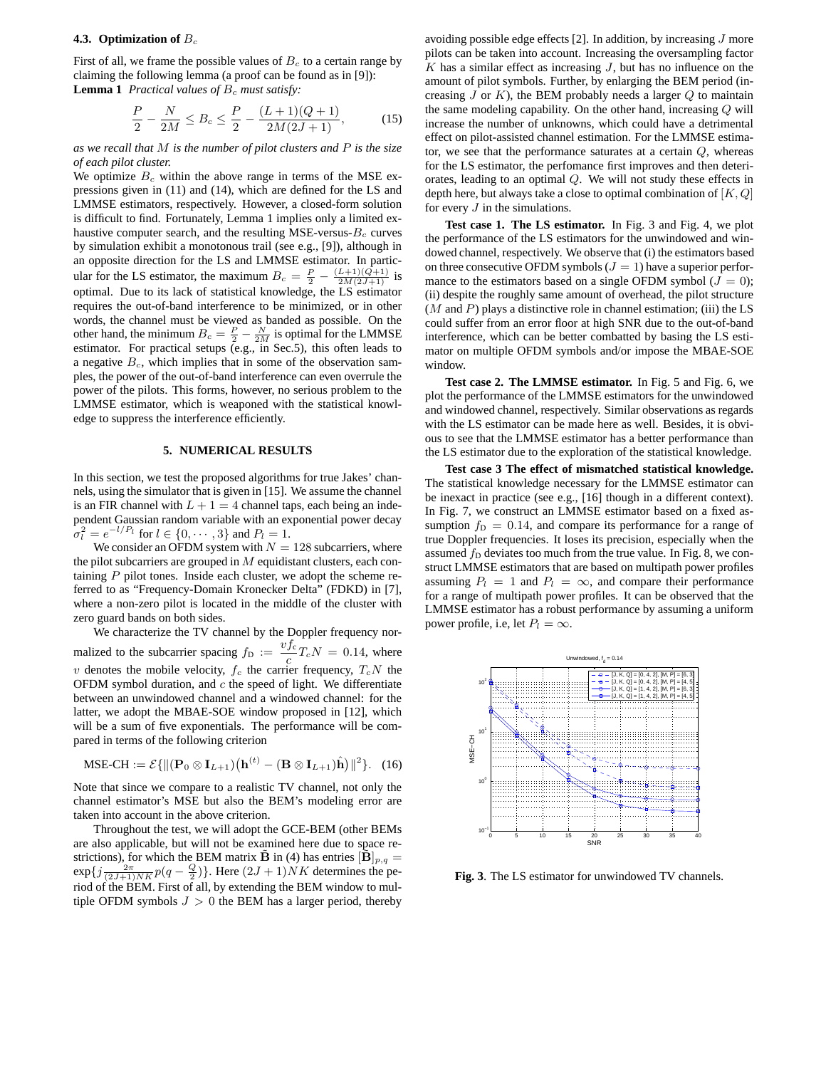### 4.3. Optimization of $B_c$

First of all, we frame the possible values of $B_c$ to a certain range by claiming the following lemma (a proof can be found as in [9]):

**Lemma 1** *Practical values of $B_c$ must satisfy:*

$$\frac{P}{2} - \frac{N}{2M} \leq B_c \leq \frac{P}{2} - \frac{(L+1)(Q+1)}{2M(2J+1)}, \qquad (15)$$

*as we recall that $M$ is the number of pilot clusters and $P$ is the size of each pilot cluster.*

We optimize $B_c$ within the above range in terms of the MSE expressions given in (11) and (14), which are defined for the LS and LMMSE estimators, respectively. However, a closed-form solution is difficult to find. Fortunately, Lemma 1 implies only a limited exhaustive computer search, and the resulting MSE-versus-$B_c$ curves by simulation exhibit a monotonous trail (see e.g., [9]), although in an opposite direction for the LS and LMMSE estimator. In particular for the LS estimator, the maximum $B_c = \frac{P}{2} - \frac{(L+1)(Q+1)}{2M(2J+1)}$ is optimal. Due to its lack of statistical knowledge, the LS estimator requires the out-of-band interference to be minimized, or in other words, the channel must be viewed as banded as possible. On the other hand, the minimum $B_c = \frac{P}{2} - \frac{N}{2M}$ is optimal for the LMMSE estimator. For practical setups (e.g., in Sec.5), this often leads to a negative $B_c$, which implies that in some of the observation samples, the power of the out-of-band interference can even overrule the power of the pilots. This forms, however, no serious problem to the LMMSE estimator, which is weaponed with the statistical knowledge to suppress the interference efficiently.

## 5. NUMERICAL RESULTS

In this section, we test the proposed algorithms for true Jakes' channels, using the simulator that is given in [15]. We assume the channel is an FIR channel with $L+1 = 4$ channel taps, each being an independent Gaussian random variable with an exponential power decay $\sigma_l^2 = e^{-l/P_l}$ for $l \in \{0, \cdots, 3\}$ and $P_l = 1$.

We consider an OFDM system with $N = 128$ subcarriers, where the pilot subcarriers are grouped in $M$ equidistant clusters, each containing $P$ pilot tones. Inside each cluster, we adopt the scheme referred to as "Frequency-Domain Kronecker Delta" (FDKD) in [7], where a non-zero pilot is located in the middle of the cluster with zero guard bands on both sides.

We characterize the TV channel by the Doppler frequency normalized to the subcarrier spacing $f_\text{D} := \frac{v f_c}{c} T_c N = 0.14$, where $v$ denotes the mobile velocity, $f_c$ the carrier frequency, $T_c N$ the OFDM symbol duration, and $c$ the speed of light. We differentiate between an unwindowed channel and a windowed channel: for the latter, we adopt the MBAE-SOE window proposed in [12], which will be a sum of five exponentials. The performance will be compared in terms of the following criterion

$$\text{MSE-CH} := \mathcal{E}\{\|(\mathbf{P}_0 \otimes \mathbf{I}_{L+1})(\mathbf{h}^{(t)} - (\mathbf{B} \otimes \mathbf{I}_{L+1})\hat{\mathbf{h}})\|^2\}. \quad (16)$$

Note that since we compare to a realistic TV channel, not only the channel estimator's MSE but also the BEM's modeling error are taken into account in the above criterion.

Throughout the test, we will adopt the GCE-BEM (other BEMs are also applicable, but will not be examined here due to space restrictions), for which the BEM matrix $\tilde{\mathbf{B}}$ in (4) has entries $[\tilde{\mathbf{B}}]_{p,q} = \exp\{j \frac{2\pi}{(2J+1)NK} p(q - \frac{Q}{2})\}$. Here $(2J+1)NK$ determines the period of the BEM. First of all, by extending the BEM window to multiple OFDM symbols $J > 0$ the BEM has a larger period, thereby avoiding possible edge effects [2]. In addition, by increasing $J$ more pilots can be taken into account. Increasing the oversampling factor $K$ has a similar effect as increasing $J$, but has no influence on the amount of pilot symbols. Further, by enlarging the BEM period (increasing $J$ or $K$), the BEM probably needs a larger $Q$ to maintain the same modeling capability. On the other hand, increasing $Q$ will increase the number of unknowns, which could have a detrimental effect on pilot-assisted channel estimation. For the LMMSE estimator, we see that the performance saturates at a certain $Q$, whereas for the LS estimator, the perfomance first improves and then deteriorates, leading to an optimal $Q$. We will not study these effects in depth here, but always take a close to optimal combination of $[K, Q]$ for every $J$ in the simulations.

**Test case 1. The LS estimator.** In Fig. 3 and Fig. 4, we plot the performance of the LS estimators for the unwindowed and windowed channel, respectively. We observe that (i) the estimators based on three consecutive OFDM symbols ($J = 1$) have a superior performance to the estimators based on a single OFDM symbol ($J = 0$); (ii) despite the roughly same amount of overhead, the pilot structure ($M$ and $P$) plays a distinctive role in channel estimation; (iii) the LS could suffer from an error floor at high SNR due to the out-of-band interference, which can be better combatted by basing the LS estimator on multiple OFDM symbols and/or impose the MBAE-SOE window.

**Test case 2. The LMMSE estimator.** In Fig. 5 and Fig. 6, we plot the performance of the LMMSE estimators for the unwindowed and windowed channel, respectively. Similar observations as regards with the LS estimator can be made here as well. Besides, it is obvious to see that the LMMSE estimator has a better performance than the LS estimator due to the exploration of the statistical knowledge.

**Test case 3 The effect of mismatched statistical knowledge.** The statistical knowledge necessary for the LMMSE estimator can be inexact in practice (see e.g., [16] though in a different context). In Fig. 7, we construct an LMMSE estimator based on a fixed assumption $f_\text{D} = 0.14$, and compare its performance for a range of true Doppler frequencies. It loses its precision, especially when the assumed $f_\text{D}$ deviates too much from the true value. In Fig. 8, we construct LMMSE estimators that are based on multipath power profiles assuming $P_l = 1$ and $P_l = \infty$, and compare their performance for a range of multipath power profiles. It can be observed that the LMMSE estimator has a robust performance by assuming a uniform power profile, i.e, let $P_l = \infty$.

**Fig. 3**. The LS estimator for unwindowed TV channels.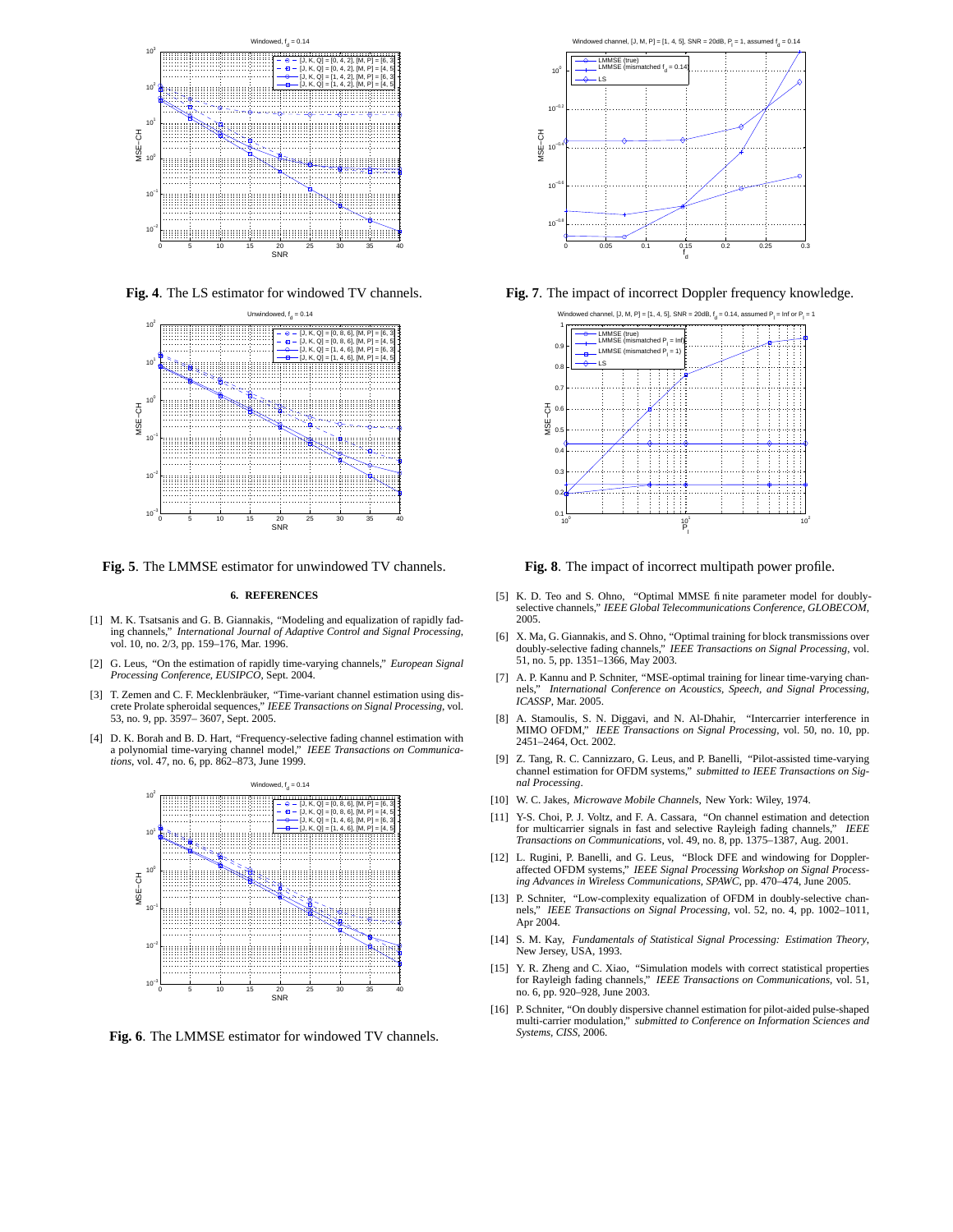Windowed, $f_d$ = 0.14

[J, K, Q] = [0, 4, 2], [M, P] = [6, 3]
[J, K, Q] = [0, 4, 2], [M, P] = [4, 5]
[J, K, Q] = [1, 4, 2], [M, P] = [6, 3]
[J, K, Q] = [1, 4, 2], [M, P] = [4, 5]

MSE-CH

SNR

**Fig. 4**. The LS estimator for windowed TV channels.

Unwindowed, $f_d$ = 0.14

[J, K, Q] = [0, 8, 6], [M, P] = [6, 3]
[J, K, Q] = [0, 8, 6], [M, P] = [4, 5]
[J, K, Q] = [1, 4, 6], [M, P] = [6, 3]
[J, K, Q] = [1, 4, 6], [M, P] = [4, 5]

MSE-CH

SNR

**Fig. 5**. The LMMSE estimator for unwindowed TV channels.

## 6. REFERENCES

[1] M. K. Tsatsanis and G. B. Giannakis, "Modeling and equalization of rapidly fading channels," *International Journal of Adaptive Control and Signal Processing*, vol. 10, no. 2/3, pp. 159–176, Mar. 1996.

[2] G. Leus, "On the estimation of rapidly time-varying channels," *European Signal Processing Conference, EUSIPCO*, Sept. 2004.

[3] T. Zemen and C. F. Mecklenbräuker, "Time-variant channel estimation using discrete Prolate spheroidal sequences," *IEEE Transactions on Signal Processing*, vol. 53, no. 9, pp. 3597– 3607, Sept. 2005.

[4] D. K. Borah and B. D. Hart, "Frequency-selective fading channel estimation with a polynomial time-varying channel model," *IEEE Transactions on Communications*, vol. 47, no. 6, pp. 862–873, June 1999.

Windowed, $f_d$ = 0.14

[J, K, Q] = [0, 8, 6], [M, P] = [6, 3]
[J, K, Q] = [0, 8, 6], [M, P] = [4, 5]
[J, K, Q] = [1, 4, 6], [M, P] = [6, 3]
[J, K, Q] = [1, 4, 6], [M, P] = [4, 5]

MSE-CH

SNR

**Fig. 6**. The LMMSE estimator for windowed TV channels.

Windowed channel, [J, M, P] = [1, 4, 5], SNR = 20dB, $P_l$ = 1, assumed $f_d$ = 0.14

LMMSE (true)
LMMSE (mismatched $f_d$ = 0.14)
LS

MSE-CH

$f_d$

**Fig. 7**. The impact of incorrect Doppler frequency knowledge.

Windowed channel, [J, M, P] = [1, 4, 5], SNR = 20dB, $f_d$ = 0.14, assumed $P_l$ = Inf or $P_l$ = 1

LMMSE (true)
LMMSE (mismatched $P_l$ = Inf)
LMMSE (mismatched $P_l$ = 1)
LS

MSE-CH

$P_l$

**Fig. 8**. The impact of incorrect multipath power profile.

[5] K. D. Teo and S. Ohno, "Optimal MMSE finite parameter model for doubly-selective channels," *IEEE Global Telecommunications Conference, GLOBECOM*, 2005.

[6] X. Ma, G. Giannakis, and S. Ohno, "Optimal training for block transmissions over doubly-selective fading channels," *IEEE Transactions on Signal Processing*, vol. 51, no. 5, pp. 1351–1366, May 2003.

[7] A. P. Kannu and P. Schniter, "MSE-optimal training for linear time-varying channels," *International Conference on Acoustics, Speech, and Signal Processing, ICASSP*, Mar. 2005.

[8] A. Stamoulis, S. N. Diggavi, and N. Al-Dhahir, "Intercarrier interference in MIMO OFDM," *IEEE Transactions on Signal Processing*, vol. 50, no. 10, pp. 2451–2464, Oct. 2002.

[9] Z. Tang, R. C. Cannizzaro, G. Leus, and P. Banelli, "Pilot-assisted time-varying channel estimation for OFDM systems," *submitted to IEEE Transactions on Signal Processing*.

[10] W. C. Jakes, *Microwave Mobile Channels*, New York: Wiley, 1974.

[11] Y-S. Choi, P. J. Voltz, and F. A. Cassara, "On channel estimation and detection for multicarrier signals in fast and selective Rayleigh fading channels," *IEEE Transactions on Communications*, vol. 49, no. 8, pp. 1375–1387, Aug. 2001.

[12] L. Rugini, P. Banelli, and G. Leus, "Block DFE and windowing for Doppler-affected OFDM systems," *IEEE Signal Processing Workshop on Signal Processing Advances in Wireless Communications, SPAWC*, pp. 470–474, June 2005.

[13] P. Schniter, "Low-complexity equalization of OFDM in doubly-selective channels," *IEEE Transactions on Signal Processing*, vol. 52, no. 4, pp. 1002–1011, Apr 2004.

[14] S. M. Kay, *Fundamentals of Statistical Signal Processing: Estimation Theory*, New Jersey, USA, 1993.

[15] Y. R. Zheng and C. Xiao, "Simulation models with correct statistical properties for Rayleigh fading channels," *IEEE Transactions on Communications*, vol. 51, no. 6, pp. 920–928, June 2003.

[16] P. Schniter, "On doubly dispersive channel estimation for pilot-aided pulse-shaped multi-carrier modulation," *submitted to Conference on Information Sciences and Systems, CISS*, 2006.